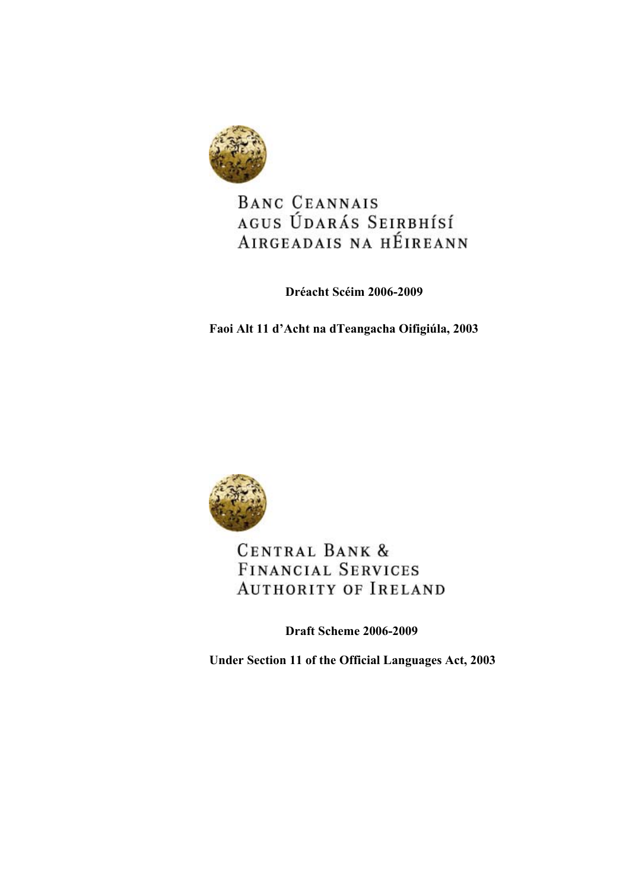BANC CEANNAIS AGUS ÚDARÁS SEIRBHÍSÍ AIRGEADAIS NA hÉIREANN

**Dréacht Scéim 2006-2009**

**Faoi Alt 11 d'Acht na dTeangacha Oifigiúla, 2003**

CENTRAL BANK & FINANCIAL SERVICES AUTHORITY OF IRELAND

**Draft Scheme 2006-2009**

**Under Section 11 of the Official Languages Act, 2003**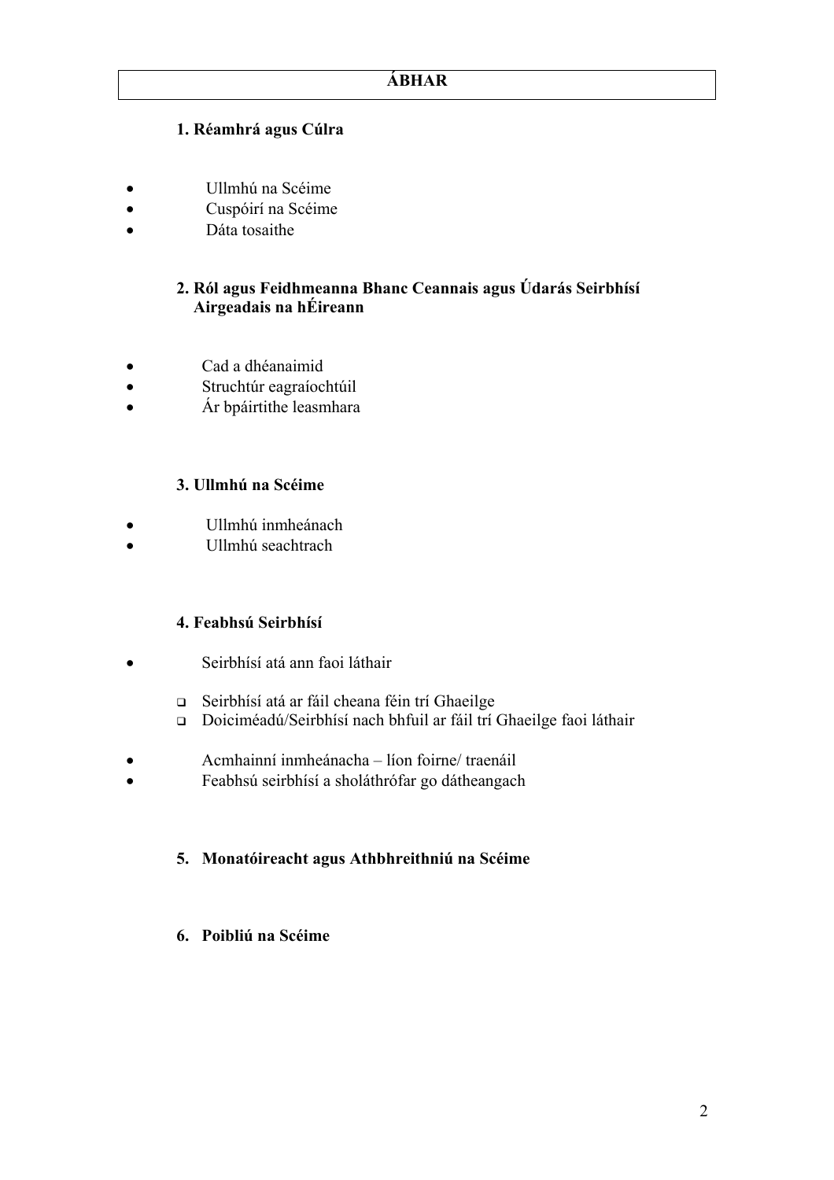# ÁBHAR

### 1. Réamhrá agus Cúlra

- Ullmhú na Scéime
- Cuspóirí na Scéime
- Dáta tosaithe

### 2. Ról agus Feidhmeanna Bhanc Ceannais agus Údarás Seirbhísí Airgeadais na hÉireann

- Cad a dhéanaimid
- Struchtúr eagraíochtúil
- Ár bpáirtithe leasmhara

### 3. Ullmhú na Scéime

- Ullmhú inmheánach
- Ullmhú seachtrach

### 4. Feabhsú Seirbhísí

- Seirbhísí atá ann faoi láthair
  - Seirbhísí atá ar fáil cheana féin trí Ghaeilge
  - Doiciméadú/Seirbhísí nach bhfuil ar fáil trí Ghaeilge faoi láthair
- Acmhainní inmheánacha – líon foirne/ traenáil
- Feabhsú seirbhísí a sholáthrófar go dátheangach

### 5. Monatóireacht agus Athbhreithniú na Scéime

### 6. Poibliú na Scéime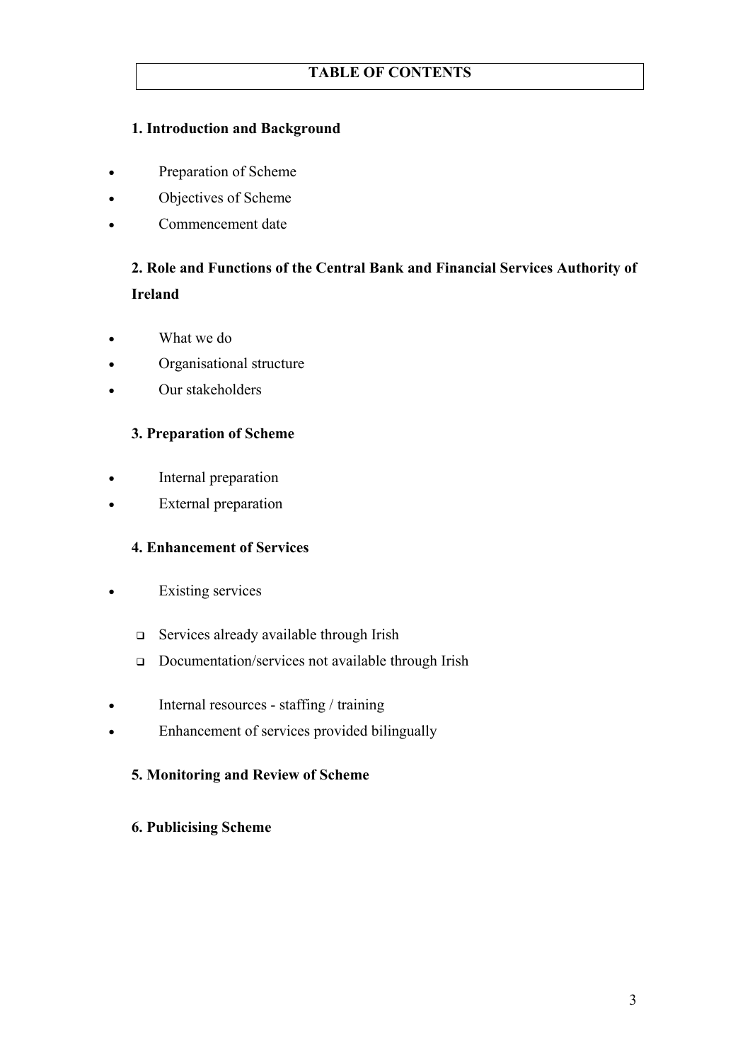# TABLE OF CONTENTS

**1. Introduction and Background**

- Preparation of Scheme
- Objectives of Scheme
- Commencement date

**2. Role and Functions of the Central Bank and Financial Services Authority of Ireland**

- What we do
- Organisational structure
- Our stakeholders

**3. Preparation of Scheme**

- Internal preparation
- External preparation

**4. Enhancement of Services**

- Existing services
  - Services already available through Irish
  - Documentation/services not available through Irish
- Internal resources - staffing / training
- Enhancement of services provided bilingually

**5. Monitoring and Review of Scheme**

**6. Publicising Scheme**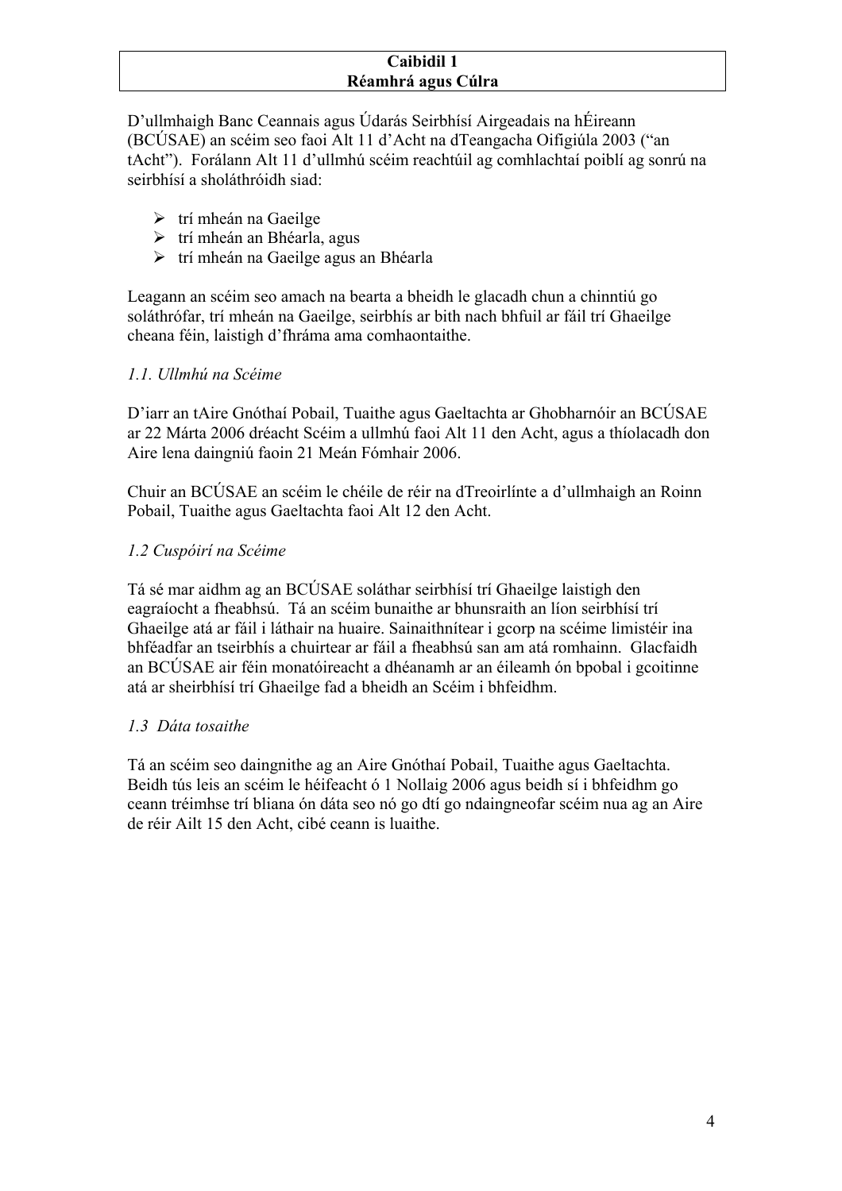# Caibidil 1
# Réamhrá agus Cúlra

D'ullmhaigh Banc Ceannais agus Údarás Seirbhísí Airgeadais na hÉireann (BCÚSAE) an scéim seo faoi Alt 11 d'Acht na dTeangacha Oifigiúla 2003 ("an tAcht"). Forálann Alt 11 d'ullmhú scéim reachtúil ag comhlachtaí poiblí ag sonrú na seirbhísí a sholáthróidh siad:

- trí mheán na Gaeilge
- trí mheán an Bhéarla, agus
- trí mheán na Gaeilge agus an Bhéarla

Leagann an scéim seo amach na bearta a bheidh le glacadh chun a chinntiú go soláthrófar, trí mheán na Gaeilge, seirbhís ar bith nach bhfuil ar fáil trí Ghaeilge cheana féin, laistigh d'fhráma ama comhaontaithe.

## *1.1. Ullmhú na Scéime*

D'iarr an tAire Gnóthaí Pobail, Tuaithe agus Gaeltachta ar Ghobharnóir an BCÚSAE ar 22 Márta 2006 dréacht Scéim a ullmhú faoi Alt 11 den Acht, agus a thíolacadh don Aire lena daingniú faoin 21 Meán Fómhair 2006.

Chuir an BCÚSAE an scéim le chéile de réir na dTreoirlínte a d'ullmhaigh an Roinn Pobail, Tuaithe agus Gaeltachta faoi Alt 12 den Acht.

## *1.2 Cuspóirí na Scéime*

Tá sé mar aidhm ag an BCÚSAE soláthar seirbhísí trí Ghaeilge laistigh den eagraíocht a fheabhsú. Tá an scéim bunaithe ar bhunsraith an líon seirbhísí trí Ghaeilge atá ar fáil i láthair na huaire. Sainaithnítear i gcorp na scéime limistéir ina bhféadfar an tseirbhís a chuirtear ar fáil a fheabhsú san am atá romhainn. Glacfaidh an BCÚSAE air féin monatóireacht a dhéanamh ar an éileamh ón bpobal i gcoitinne atá ar sheirbhísí trí Ghaeilge fad a bheidh an Scéim i bhfeidhm.

## *1.3 Dáta tosaithe*

Tá an scéim seo daingnithe ag an Aire Gnóthaí Pobail, Tuaithe agus Gaeltachta. Beidh tús leis an scéim le héifeacht ó 1 Nollaig 2006 agus beidh sí i bhfeidhm go ceann tréimhse trí bliana ón dáta seo nó go dtí go ndaingneofar scéim nua ag an Aire de réir Ailt 15 den Acht, cibé ceann is luaithe.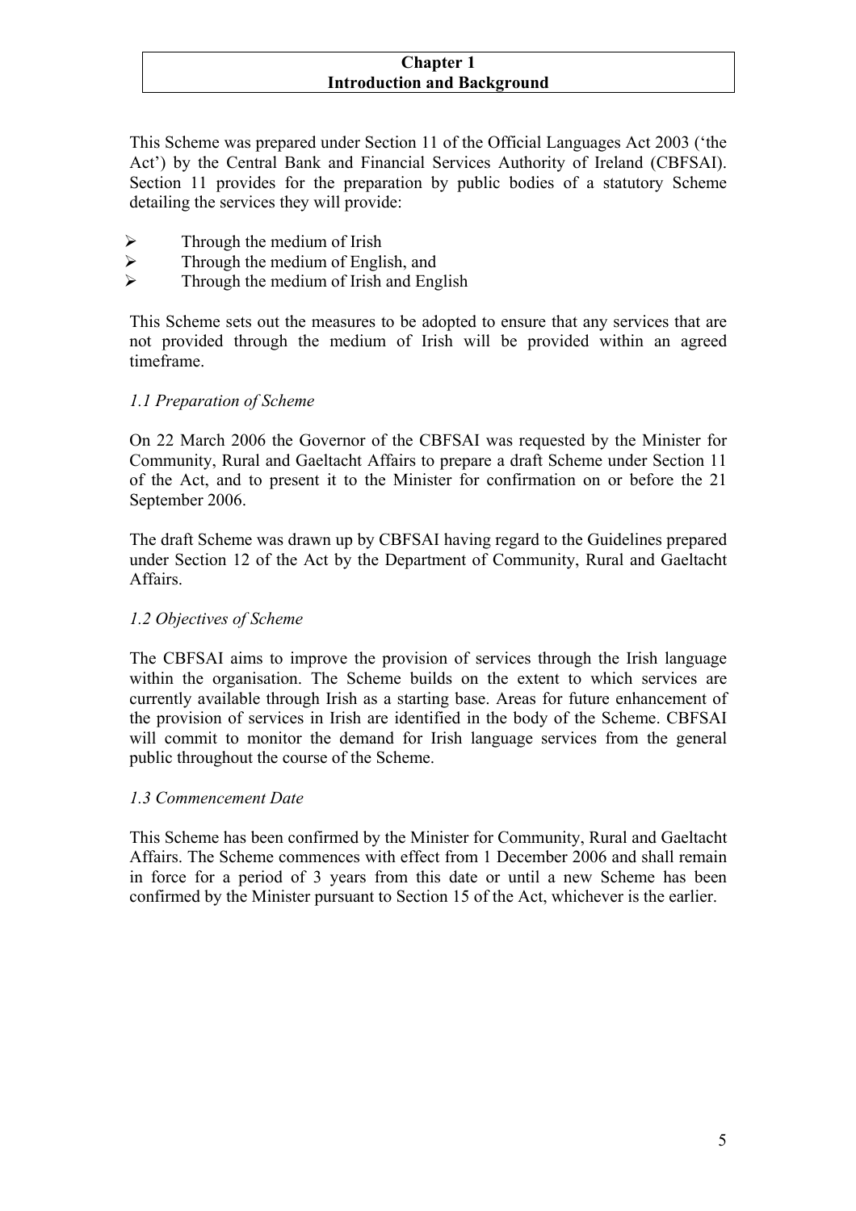# Chapter 1
# Introduction and Background

This Scheme was prepared under Section 11 of the Official Languages Act 2003 ('the Act') by the Central Bank and Financial Services Authority of Ireland (CBFSAI). Section 11 provides for the preparation by public bodies of a statutory Scheme detailing the services they will provide:

- Through the medium of Irish
- Through the medium of English, and
- Through the medium of Irish and English

This Scheme sets out the measures to be adopted to ensure that any services that are not provided through the medium of Irish will be provided within an agreed timeframe.

### *1.1 Preparation of Scheme*

On 22 March 2006 the Governor of the CBFSAI was requested by the Minister for Community, Rural and Gaeltacht Affairs to prepare a draft Scheme under Section 11 of the Act, and to present it to the Minister for confirmation on or before the 21 September 2006.

The draft Scheme was drawn up by CBFSAI having regard to the Guidelines prepared under Section 12 of the Act by the Department of Community, Rural and Gaeltacht Affairs.

### *1.2 Objectives of Scheme*

The CBFSAI aims to improve the provision of services through the Irish language within the organisation. The Scheme builds on the extent to which services are currently available through Irish as a starting base. Areas for future enhancement of the provision of services in Irish are identified in the body of the Scheme. CBFSAI will commit to monitor the demand for Irish language services from the general public throughout the course of the Scheme.

### *1.3 Commencement Date*

This Scheme has been confirmed by the Minister for Community, Rural and Gaeltacht Affairs. The Scheme commences with effect from 1 December 2006 and shall remain in force for a period of 3 years from this date or until a new Scheme has been confirmed by the Minister pursuant to Section 15 of the Act, whichever is the earlier.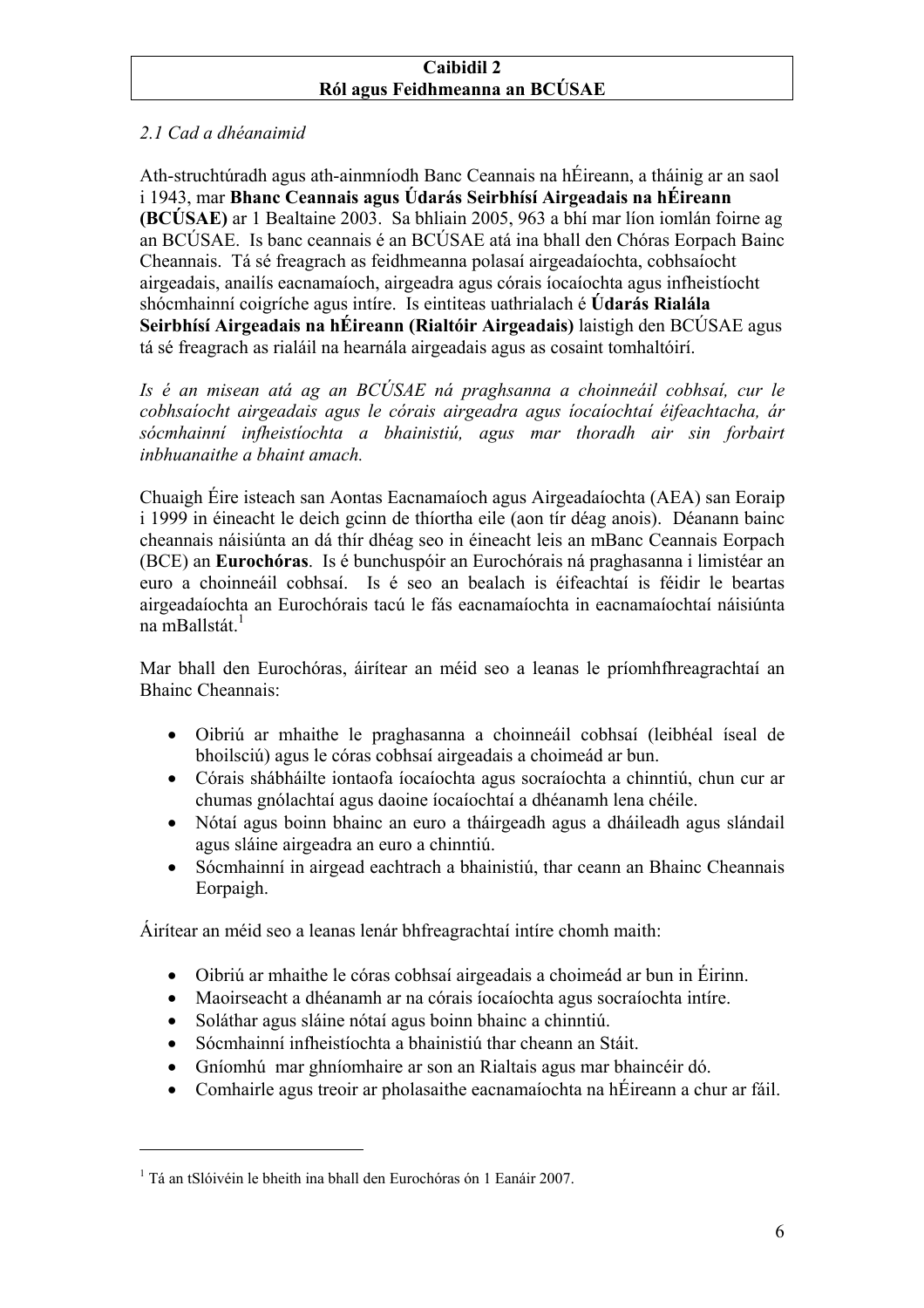## Caibidil 2
## Ról agus Feidhmeanna an BCÚSAE

*2.1 Cad a dhéanaimid*

Ath-struchtúradh agus ath-ainmníodh Banc Ceannais na hÉireann, a tháinig ar an saol i 1943, mar **Bhanc Ceannais agus Údarás Seirbhísí Airgeadais na hÉireann (BCÚSAE)** ar 1 Bealtaine 2003. Sa bhliain 2005, 963 a bhí mar líon iomlán foirne ag an BCÚSAE. Is banc ceannais é an BCÚSAE atá ina bhall den Chóras Eorpach Bainc Cheannais. Tá sé freagrach as feidhmeanna polasaí airgeadaíochta, cobhsaíocht airgeadais, anailís eacnamaíoch, airgeadra agus córais íocaíochta agus infheistíocht shócmhainní coigríche agus intíre. Is eintiteas uathrialach é **Údarás Rialála Seirbhísí Airgeadais na hÉireann (Rialtóir Airgeadais)** laistigh den BCÚSAE agus tá sé freagrach as rialáil na hearnála airgeadais agus as cosaint tomhaltóirí.

*Is é an misean atá ag an BCÚSAE ná praghsanna a choinneáil cobhsaí, cur le cobhsaíocht airgeadais agus le córais airgeadra agus íocaíochtaí éifeachtacha, ár sócmhainní infheistíochta a bhainistiú, agus mar thoradh air sin forbairt inbhuanaithe a bhaint amach.*

Chuaigh Éire isteach san Aontas Eacnamaíoch agus Airgeadaíochta (AEA) san Eoraip i 1999 in éineacht le deich gcinn de thíortha eile (aon tír déag anois). Déanann bainc cheannais náisiúnta an dá thír dhéag seo in éineacht leis an mBanc Ceannais Eorpach (BCE) an **Eurochóras**. Is é bunchuspóir an Eurochórais ná praghasanna i limistéar an euro a choinneáil cobhsaí. Is é seo an bealach is éifeachtaí is féidir le beartas airgeadaíochta an Eurochórais tacú le fás eacnamaíochta in eacnamaíochtaí náisiúnta na mBallstát.[1]

Mar bhall den Eurochóras, áirítear an méid seo a leanas le príomhfhreagrachtaí an Bhainc Cheannais:

- Oibriú ar mhaithe le praghasanna a choinneáil cobhsaí (leibhéal íseal de bhoilsciú) agus le córas cobhsaí airgeadais a choimeád ar bun.
- Córais shábháilte iontaofa íocaíochta agus socraíochta a chinntiú, chun cur ar chumas gnólachtaí agus daoine íocaíochtaí a dhéanamh lena chéile.
- Nótaí agus boinn bhainc an euro a tháirgeadh agus a dháileadh agus slándail agus sláine airgeadra an euro a chinntiú.
- Sócmhainní in airgead eachtrach a bhainistiú, thar ceann an Bhainc Cheannais Eorpaigh.

Áirítear an méid seo a leanas lenár bhfreagrachtaí intíre chomh maith:

- Oibriú ar mhaithe le córas cobhsaí airgeadais a choimeád ar bun in Éirinn.
- Maoirseacht a dhéanamh ar na córais íocaíochta agus socraíochta intíre.
- Soláthar agus sláine nótaí agus boinn bhainc a chinntiú.
- Sócmhainní infheistíochta a bhainistiú thar cheann an Stáit.
- Gníomhú mar ghníomhaire ar son an Rialtais agus mar bhaincéir dó.
- Comhairle agus treoir ar pholasaithe eacnamaíochta na hÉireann a chur ar fáil.

---

[1] Tá an tSlóivéin le bheith ina bhall den Eurochóras ón 1 Eanáir 2007.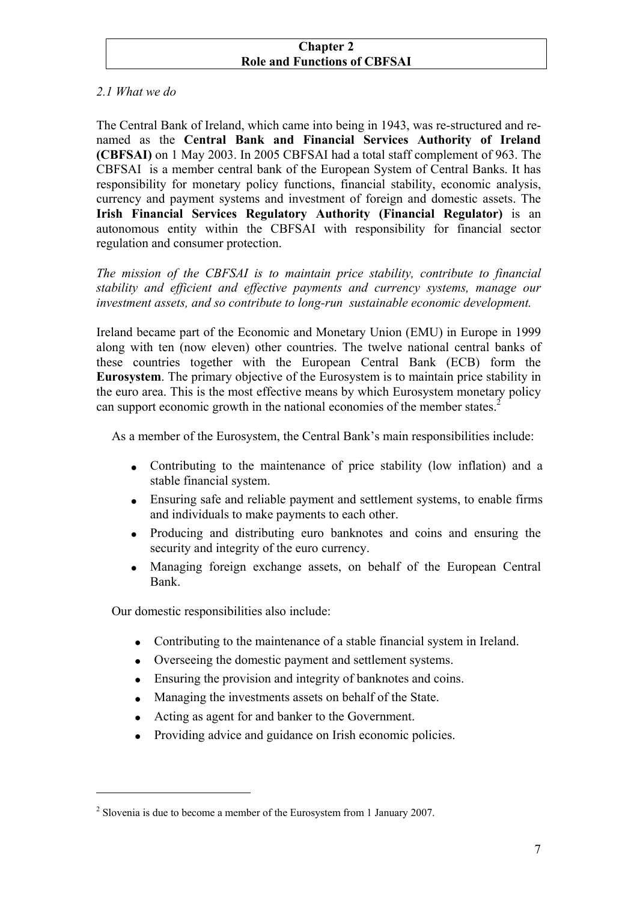# Chapter 2
# Role and Functions of CBFSAI

*2.1 What we do*

The Central Bank of Ireland, which came into being in 1943, was re-structured and re-named as the **Central Bank and Financial Services Authority of Ireland (CBFSAI)** on 1 May 2003. In 2005 CBFSAI had a total staff complement of 963. The CBFSAI is a member central bank of the European System of Central Banks. It has responsibility for monetary policy functions, financial stability, economic analysis, currency and payment systems and investment of foreign and domestic assets. The **Irish Financial Services Regulatory Authority (Financial Regulator)** is an autonomous entity within the CBFSAI with responsibility for financial sector regulation and consumer protection.

*The mission of the CBFSAI is to maintain price stability, contribute to financial stability and efficient and effective payments and currency systems, manage our investment assets, and so contribute to long-run sustainable economic development.*

Ireland became part of the Economic and Monetary Union (EMU) in Europe in 1999 along with ten (now eleven) other countries. The twelve national central banks of these countries together with the European Central Bank (ECB) form the **Eurosystem**. The primary objective of the Eurosystem is to maintain price stability in the euro area. This is the most effective means by which Eurosystem monetary policy can support economic growth in the national economies of the member states.[2]

As a member of the Eurosystem, the Central Bank's main responsibilities include:

- Contributing to the maintenance of price stability (low inflation) and a stable financial system.
- Ensuring safe and reliable payment and settlement systems, to enable firms and individuals to make payments to each other.
- Producing and distributing euro banknotes and coins and ensuring the security and integrity of the euro currency.
- Managing foreign exchange assets, on behalf of the European Central Bank.

Our domestic responsibilities also include:

- Contributing to the maintenance of a stable financial system in Ireland.
- Overseeing the domestic payment and settlement systems.
- Ensuring the provision and integrity of banknotes and coins.
- Managing the investments assets on behalf of the State.
- Acting as agent for and banker to the Government.
- Providing advice and guidance on Irish economic policies.

---

[2] Slovenia is due to become a member of the Eurosystem from 1 January 2007.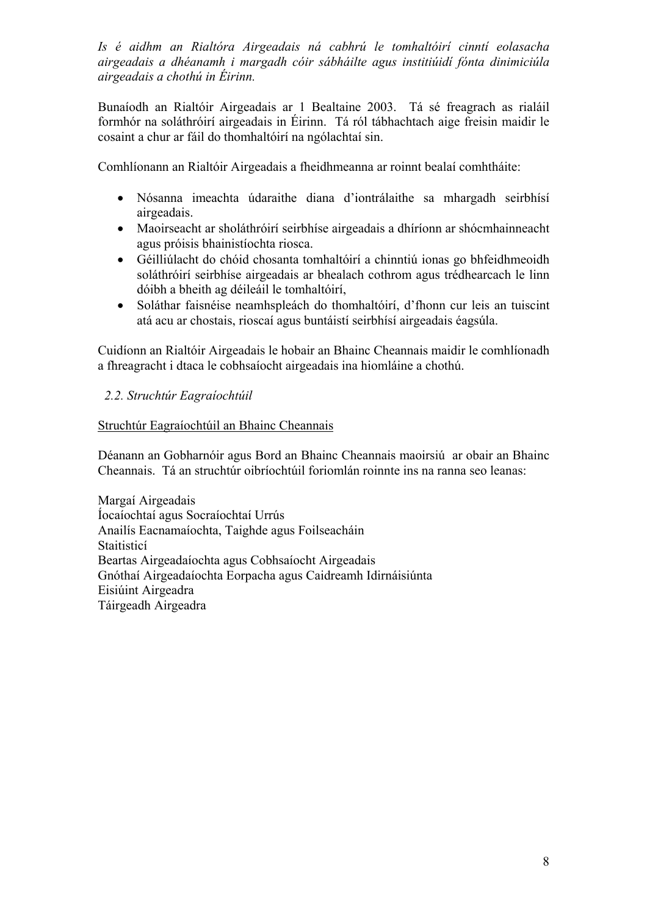*Is é aidhm an Rialtóra Airgeadais ná cabhrú le tomhaltóirí cinntí eolasacha airgeadais a dhéanamh i margadh cóir sábháilte agus institiúidí fónta dinimiciúla airgeadais a chothú in Éirinn.*

Bunaíodh an Rialtóir Airgeadais ar 1 Bealtaine 2003. Tá sé freagrach as rialáil formhór na soláthróirí airgeadais in Éirinn. Tá ról tábhachtach aige freisin maidir le cosaint a chur ar fáil do thomhaltóirí na ngólachtaí sin.

Comhlíonann an Rialtóir Airgeadais a fheidhmeanna ar roinnt bealaí comhtháite:

- Nósanna imeachta údaraithe diana d'iontrálaithe sa mhargadh seirbhísí airgeadais.
- Maoirseacht ar sholáthróirí seirbhíse airgeadais a dhíríonn ar shócmhainneacht agus próisis bhainistíochta riosca.
- Géilliúlacht do chóid chosanta tomhaltóirí a chinntiú ionas go bhfeidhmeoidh soláthróirí seirbhíse airgeadais ar bhealach cothrom agus trédhearcach le linn dóibh a bheith ag déileáil le tomhaltóirí,
- Soláthar faisnéise neamhspleách do thomhaltóirí, d'fhonn cur leis an tuiscint atá acu ar chostais, rioscaí agus buntáistí seirbhísí airgeadais éagsúla.

Cuidíonn an Rialtóir Airgeadais le hobair an Bhainc Cheannais maidir le comhlíonadh a fhreagracht i dtaca le cobhsaíocht airgeadais ina hiomláine a chothú.

### *2.2. Struchtúr Eagraíochtúil*

Struchtúr Eagraíochtúil an Bhainc Cheannais

Déanann an Gobharnóir agus Bord an Bhainc Cheannais maoirsiú ar obair an Bhainc Cheannais. Tá an struchtúr oibríochtúil foriomlán roinnte ins na ranna seo leanas:

Margaí Airgeadais
Íocaíochtaí agus Socraíochtaí Urrús
Anailís Eacnamaíochta, Taighde agus Foilseacháin
Staitisticí
Beartas Airgeadaíochta agus Cobhsaíocht Airgeadais
Gnóthaí Airgeadaíochta Eorpacha agus Caidreamh Idirnáisiúnta
Eisiúint Airgeadra
Táirgeadh Airgeadra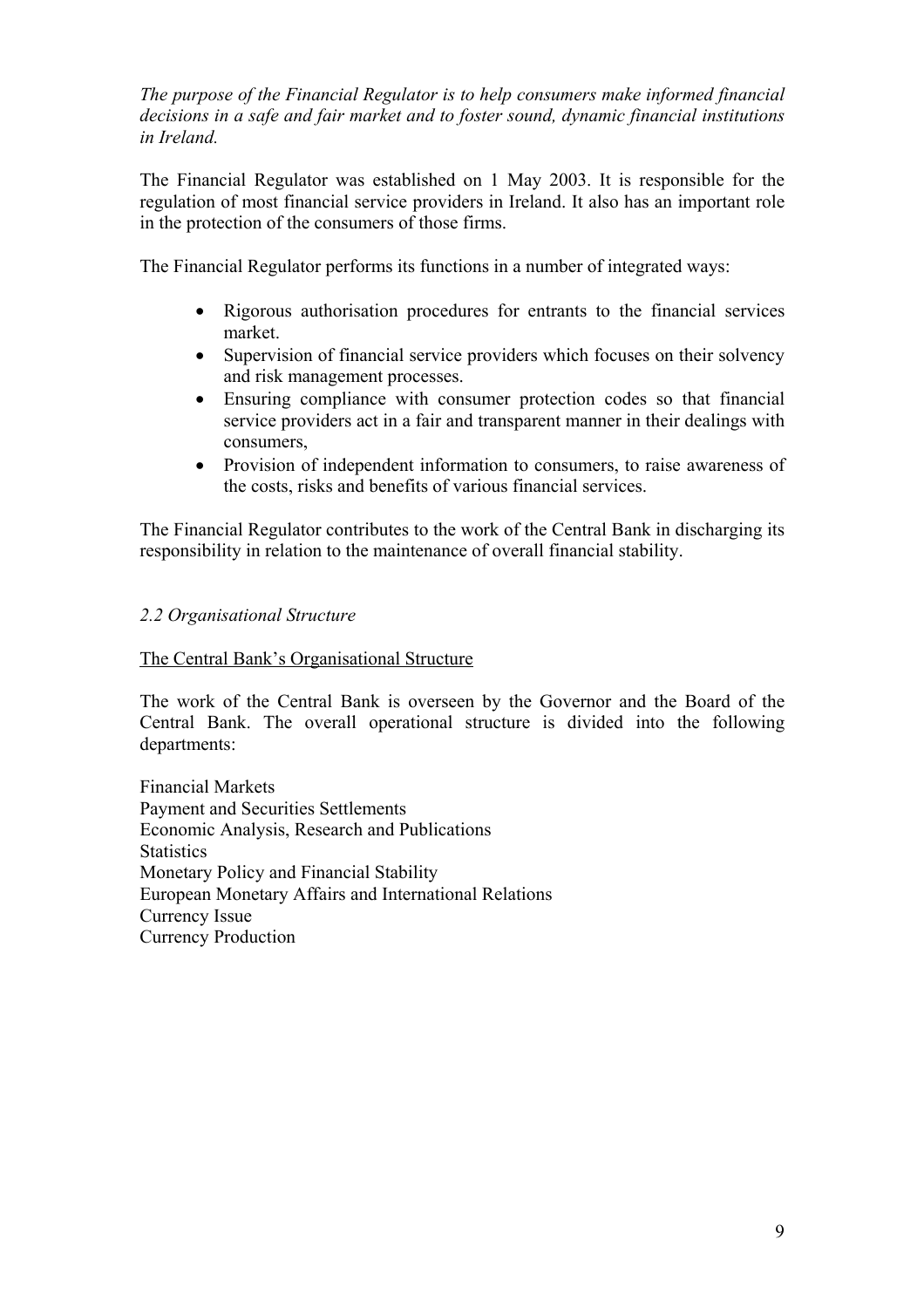*The purpose of the Financial Regulator is to help consumers make informed financial decisions in a safe and fair market and to foster sound, dynamic financial institutions in Ireland.*

The Financial Regulator was established on 1 May 2003. It is responsible for the regulation of most financial service providers in Ireland. It also has an important role in the protection of the consumers of those firms.

The Financial Regulator performs its functions in a number of integrated ways:

- Rigorous authorisation procedures for entrants to the financial services market.
- Supervision of financial service providers which focuses on their solvency and risk management processes.
- Ensuring compliance with consumer protection codes so that financial service providers act in a fair and transparent manner in their dealings with consumers,
- Provision of independent information to consumers, to raise awareness of the costs, risks and benefits of various financial services.

The Financial Regulator contributes to the work of the Central Bank in discharging its responsibility in relation to the maintenance of overall financial stability.

### *2.2 Organisational Structure*

#### The Central Bank's Organisational Structure

The work of the Central Bank is overseen by the Governor and the Board of the Central Bank. The overall operational structure is divided into the following departments:

Financial Markets
Payment and Securities Settlements
Economic Analysis, Research and Publications
Statistics
Monetary Policy and Financial Stability
European Monetary Affairs and International Relations
Currency Issue
Currency Production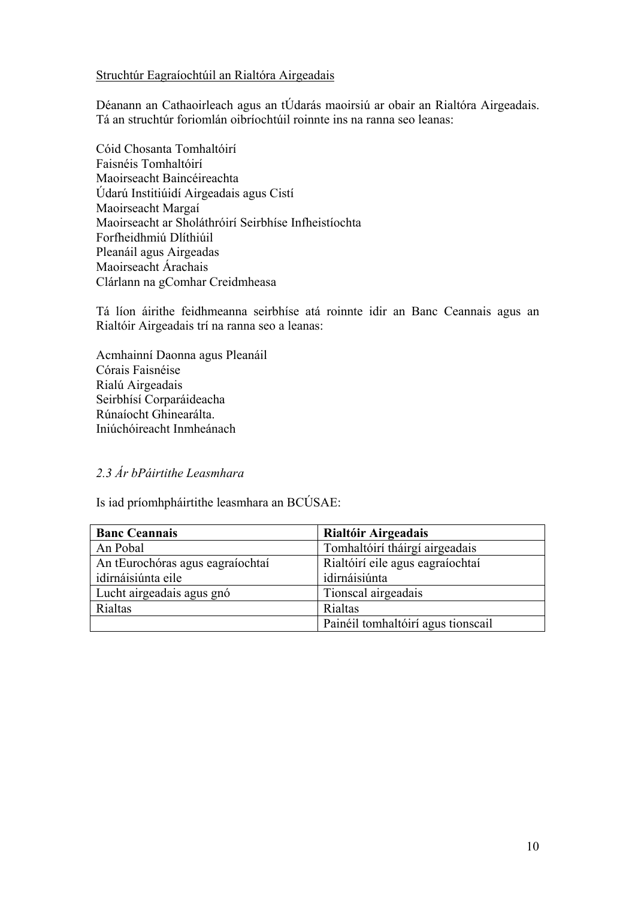<u>Struchtúr Eagraíochtúil an Rialtóra Airgeadais</u>

Déanann an Cathaoirleach agus an tÚdarás maoirsiú ar obair an Rialtóra Airgeadais. Tá an struchtúr foriomlán oibríochtúil roinnte ins na ranna seo leanas:

Cóid Chosanta Tomhaltóirí
Faisnéis Tomhaltóirí
Maoirseacht Baincéireachta
Údarú Institiúidí Airgeadais agus Cistí
Maoirseacht Margaí
Maoirseacht ar Sholáthróirí Seirbhíse Infheistíochta
Forfheidhmiú Dlíthiúil
Pleanáil agus Airgeadas
Maoirseacht Árachais
Clárlann na gComhar Creidmheasa

Tá líon áirithe feidhmeanna seirbhíse atá roinnte idir an Banc Ceannais agus an Rialtóir Airgeadais trí na ranna seo a leanas:

Acmhainní Daonna agus Pleanáil
Córais Faisnéise
Rialú Airgeadais
Seirbhísí Corparáideacha
Rúnaíocht Ghinearálta.
Iniúchóireacht Inmheánach

### *2.3 Ár bPáirtithe Leasmhara*

Is iad príomhpháirtithe leasmhara an BCÚSAE:

| **Banc Ceannais** | **Rialtóir Airgeadais** |
|---|---|
| An Pobal | Tomhaltóirí tháirgí airgeadais |
| An tEurochóras agus eagraíochtaí idirnáisiúnta eile | Rialtóirí eile agus eagraíochtaí idirnáisiúnta |
| Lucht airgeadais agus gnó | Tionscal airgeadais |
| Rialtas | Rialtas |
| | Painéil tomhaltóirí agus tionscail |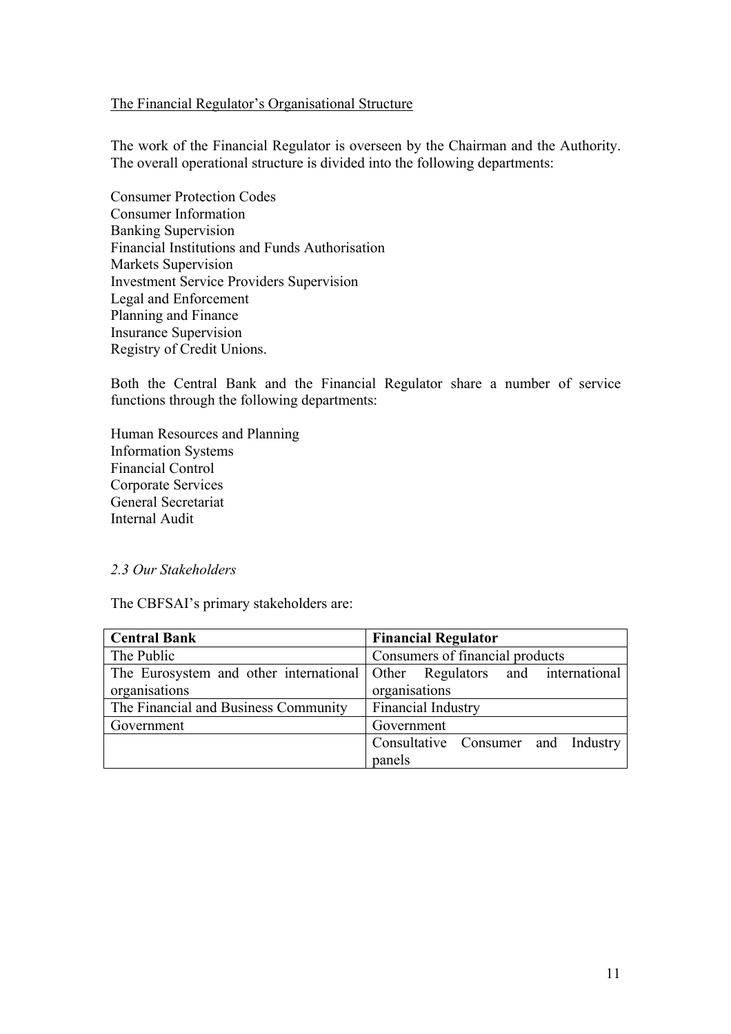<u>The Financial Regulator's Organisational Structure</u>

The work of the Financial Regulator is overseen by the Chairman and the Authority. The overall operational structure is divided into the following departments:

Consumer Protection Codes
Consumer Information
Banking Supervision
Financial Institutions and Funds Authorisation
Markets Supervision
Investment Service Providers Supervision
Legal and Enforcement
Planning and Finance
Insurance Supervision
Registry of Credit Unions.

Both the Central Bank and the Financial Regulator share a number of service functions through the following departments:

Human Resources and Planning
Information Systems
Financial Control
Corporate Services
General Secretariat
Internal Audit

### *2.3 Our Stakeholders*

The CBFSAI's primary stakeholders are:

| **Central Bank** | **Financial Regulator** |
|---|---|
| The Public | Consumers of financial products |
| The Eurosystem and other international organisations | Other Regulators and international organisations |
| The Financial and Business Community | Financial Industry |
| Government | Government |
| | Consultative Consumer and Industry panels |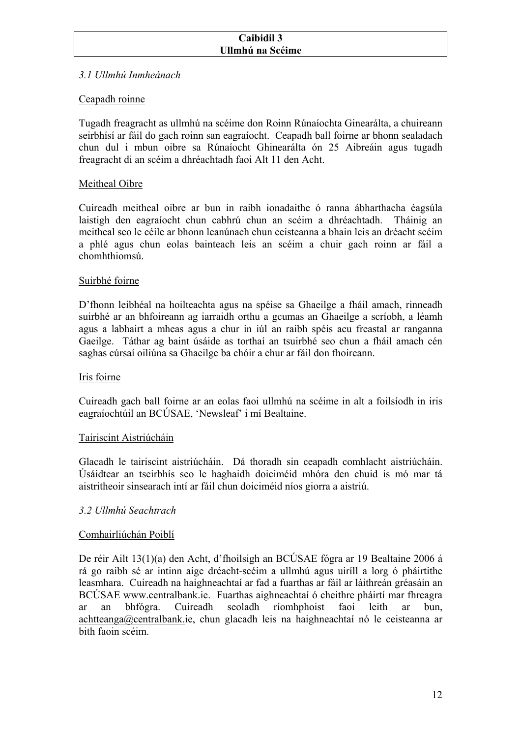## Caibidil 3
## Ullmhú na Scéime

### *3.1 Ullmhú Inmheánach*

Ceapadh roinne

Tugadh freagracht as ullmhú na scéime don Roinn Rúnaíochta Ginearálta, a chuireann seirbhísí ar fáil do gach roinn san eagraíocht. Ceapadh ball foirne ar bhonn sealadach chun dul i mbun oibre sa Rúnaíocht Ghinearálta ón 25 Aibreáin agus tugadh freagracht di an scéim a dhréachtadh faoi Alt 11 den Acht.

Meitheal Oibre

Cuireadh meitheal oibre ar bun in raibh ionadaithe ó ranna ábharthacha éagsúla laistigh den eagraíocht chun cabhrú chun an scéim a dhréachtadh. Tháinig an meitheal seo le céile ar bhonn leanúnach chun ceisteanna a bhain leis an dréacht scéim a phlé agus chun eolas bainteach leis an scéim a chuir gach roinn ar fáil a chomhthiomsú.

Suirbhé foirne

D'fhonn leibhéal na hoilteachta agus na spéise sa Ghaeilge a fháil amach, rinneadh suirbhé ar an bhfoireann ag iarraidh orthu a gcumas an Ghaeilge a scríobh, a léamh agus a labhairt a mheas agus a chur in iúl an raibh spéis acu freastal ar ranganna Gaeilge. Táthar ag baint úsáide as torthaí an tsuirbhé seo chun a fháil amach cén saghas cúrsaí oiliúna sa Ghaeilge ba chóir a chur ar fáil don fhoireann.

Iris foirne

Cuireadh gach ball foirne ar an eolas faoi ullmhú na scéime in alt a foilsíodh in iris eagraíochtúil an BCÚSAE, 'Newsleaf' i mí Bealtaine.

Tairiscint Aistriúcháin

Glacadh le tairiscint aistriúcháin. Dá thoradh sin ceapadh comhlacht aistriúcháin. Úsáidtear an tseirbhís seo le haghaidh doiciméid mhóra den chuid is mó mar tá aistritheoir sinsearach intí ar fáil chun doiciméid níos giorra a aistriú.

### *3.2 Ullmhú Seachtrach*

Comhairliúchán Poiblí

De réir Ailt 13(1)(a) den Acht, d'fhoilsigh an BCÚSAE fógra ar 19 Bealtaine 2006 á rá go raibh sé ar intinn aige dréacht-scéim a ullmhú agus uiríll a lorg ó pháirtithe leasmhara. Cuireadh na haighneachtaí ar fad a fuarthas ar fáil ar láithreán gréasáin an BCÚSAE www.centralbank.ie. Fuarthas aighneachtaí ó cheithre pháirtí mar fhreagra ar an bhfógra. Cuireadh seoladh ríomhphoist faoi leith ar bun, achtteanga@centralbank.ie, chun glacadh leis na haighneachtaí nó le ceisteanna ar bith faoin scéim.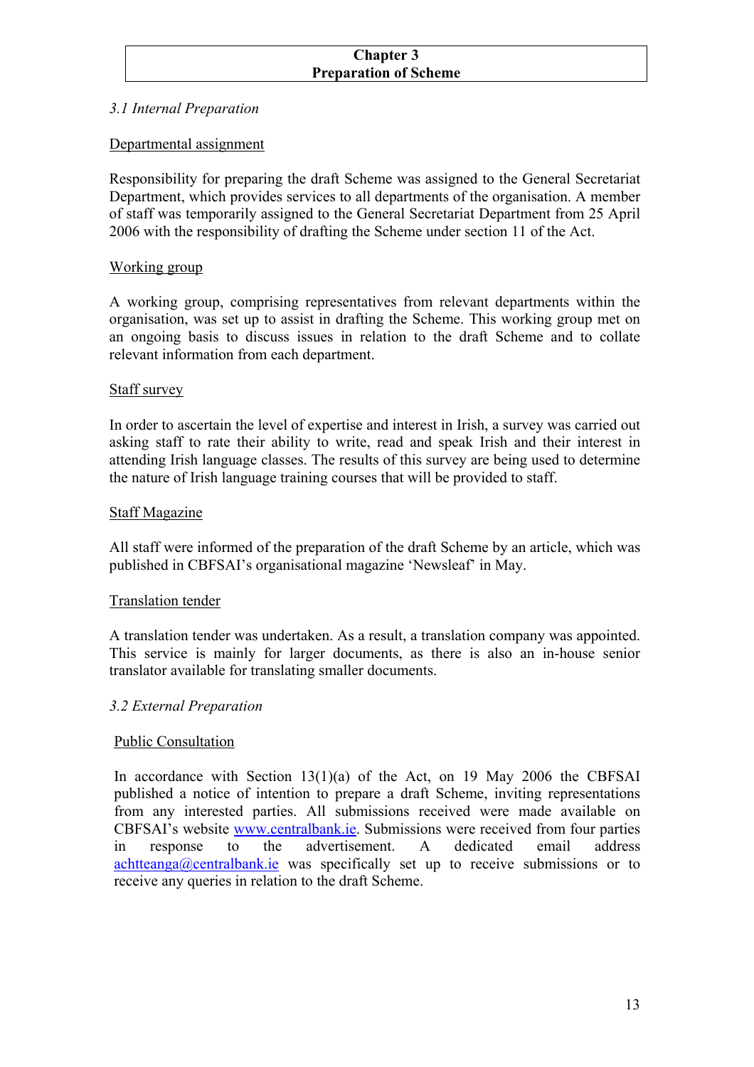## Chapter 3
## Preparation of Scheme

### *3.1 Internal Preparation*

Departmental assignment

Responsibility for preparing the draft Scheme was assigned to the General Secretariat Department, which provides services to all departments of the organisation. A member of staff was temporarily assigned to the General Secretariat Department from 25 April 2006 with the responsibility of drafting the Scheme under section 11 of the Act.

Working group

A working group, comprising representatives from relevant departments within the organisation, was set up to assist in drafting the Scheme. This working group met on an ongoing basis to discuss issues in relation to the draft Scheme and to collate relevant information from each department.

Staff survey

In order to ascertain the level of expertise and interest in Irish, a survey was carried out asking staff to rate their ability to write, read and speak Irish and their interest in attending Irish language classes. The results of this survey are being used to determine the nature of Irish language training courses that will be provided to staff.

Staff Magazine

All staff were informed of the preparation of the draft Scheme by an article, which was published in CBFSAI's organisational magazine 'Newsleaf' in May.

Translation tender

A translation tender was undertaken. As a result, a translation company was appointed. This service is mainly for larger documents, as there is also an in-house senior translator available for translating smaller documents.

### *3.2 External Preparation*

Public Consultation

In accordance with Section 13(1)(a) of the Act, on 19 May 2006 the CBFSAI published a notice of intention to prepare a draft Scheme, inviting representations from any interested parties. All submissions received were made available on CBFSAI's website www.centralbank.ie. Submissions were received from four parties in response to the advertisement. A dedicated email address achtteanga@centralbank.ie was specifically set up to receive submissions or to receive any queries in relation to the draft Scheme.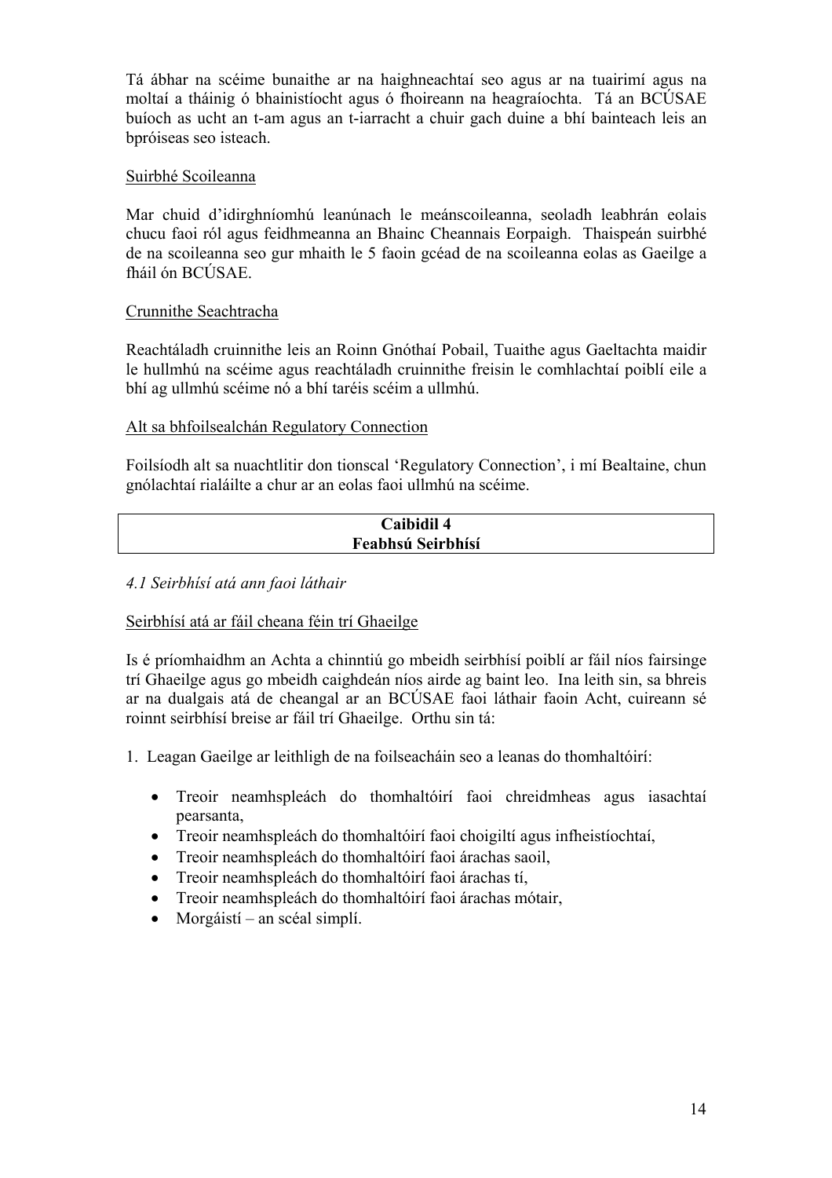Tá ábhar na scéime bunaithe ar na haighneachtaí seo agus ar na tuairimí agus na moltaí a tháinig ó bhainistíocht agus ó fhoireann na heagraíochta. Tá an BCÚSAE buíoch as ucht an t-am agus an t-iarracht a chuir gach duine a bhí bainteach leis an bpróiseas seo isteach.

Suirbhé Scoileanna

Mar chuid d'idirghníomhú leanúnach le meánscoileanna, seoladh leabhrán eolais chucu faoi ról agus feidhmeanna an Bhainc Cheannais Eorpaigh. Thaispeán suirbhé de na scoileanna seo gur mhaith le 5 faoin gcéad de na scoileanna eolas as Gaeilge a fháil ón BCÚSAE.

Crunnithe Seachtracha

Reachtáladh cruinnithe leis an Roinn Gnóthaí Pobail, Tuaithe agus Gaeltachta maidir le hullmhú na scéime agus reachtáladh cruinnithe freisin le comhlachtaí poiblí eile a bhí ag ullmhú scéime nó a bhí taréis scéim a ullmhú.

Alt sa bhfoilsealchán Regulatory Connection

Foilsíodh alt sa nuachtlitir don tionscal 'Regulatory Connection', i mí Bealtaine, chun gnólachtaí rialáilte a chur ar an eolas faoi ullmhú na scéime.

## Caibidil 4
## Feabhsú Seirbhísí

*4.1 Seirbhísí atá ann faoi láthair*

Seirbhísí atá ar fáil cheana féin trí Ghaeilge

Is é príomhaidhm an Achta a chinntiú go mbeidh seirbhísí poiblí ar fáil níos fairsinge trí Ghaeilge agus go mbeidh caighdeán níos airde ag baint leo. Ina leith sin, sa bhreis ar na dualgais atá de cheangal ar an BCÚSAE faoi láthair faoin Acht, cuireann sé roinnt seirbhísí breise ar fáil trí Ghaeilge. Orthu sin tá:

1. Leagan Gaeilge ar leithligh de na foilseacháin seo a leanas do thomhaltóirí:

   - Treoir neamhspleách do thomhaltóirí faoi chreidmheas agus iasachtaí pearsanta,
   - Treoir neamhspleách do thomhaltóirí faoi choigiltí agus infheistíochtaí,
   - Treoir neamhspleách do thomhaltóirí faoi árachas saoil,
   - Treoir neamhspleách do thomhaltóirí faoi árachas tí,
   - Treoir neamhspleách do thomhaltóirí faoi árachas mótair,
   - Morgáistí – an scéal simplí.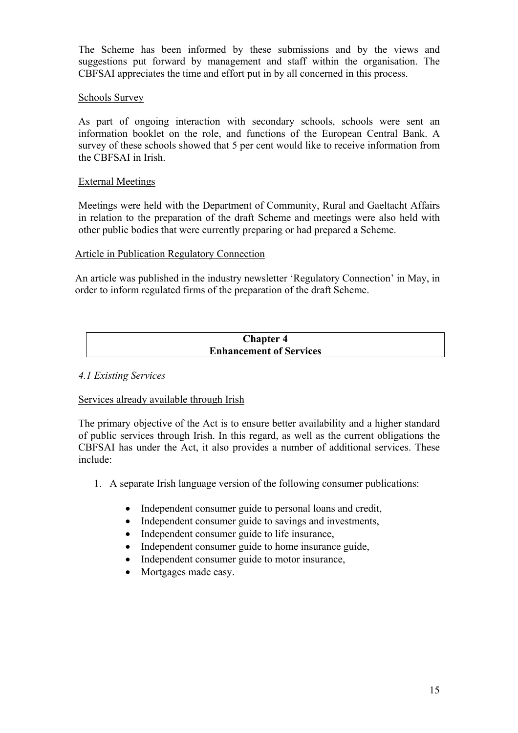The Scheme has been informed by these submissions and by the views and suggestions put forward by management and staff within the organisation. The CBFSAI appreciates the time and effort put in by all concerned in this process.

Schools Survey

As part of ongoing interaction with secondary schools, schools were sent an information booklet on the role, and functions of the European Central Bank. A survey of these schools showed that 5 per cent would like to receive information from the CBFSAI in Irish.

External Meetings

Meetings were held with the Department of Community, Rural and Gaeltacht Affairs in relation to the preparation of the draft Scheme and meetings were also held with other public bodies that were currently preparing or had prepared a Scheme.

Article in Publication Regulatory Connection

An article was published in the industry newsletter 'Regulatory Connection' in May, in order to inform regulated firms of the preparation of the draft Scheme.

## Chapter 4
## Enhancement of Services

*4.1 Existing Services*

Services already available through Irish

The primary objective of the Act is to ensure better availability and a higher standard of public services through Irish. In this regard, as well as the current obligations the CBFSAI has under the Act, it also provides a number of additional services. These include:

1. A separate Irish language version of the following consumer publications:

    - Independent consumer guide to personal loans and credit,
    - Independent consumer guide to savings and investments,
    - Independent consumer guide to life insurance,
    - Independent consumer guide to home insurance guide,
    - Independent consumer guide to motor insurance,
    - Mortgages made easy.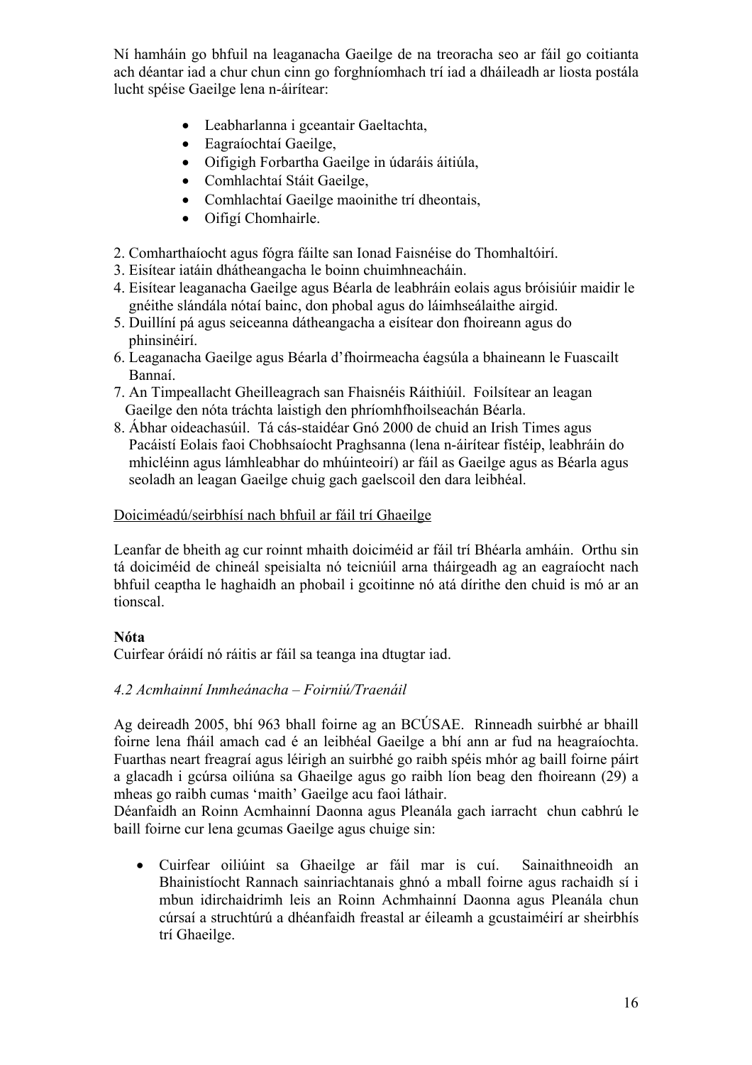Ní hamháin go bhfuil na leaganacha Gaeilge de na treoracha seo ar fáil go coitianta ach déantar iad a chur chun cinn go forghníomhach trí iad a dháileadh ar liosta postála lucht spéise Gaeilge lena n-áirítear:

- Leabharlanna i gceantair Gaeltachta,
- Eagraíochtaí Gaeilge,
- Oifigigh Forbartha Gaeilge in údaráis áitiúla,
- Comhlachtaí Stáit Gaeilge,
- Comhlachtaí Gaeilge maoinithe trí dheontais,
- Oifigí Chomhairle.

2. Comharthaíocht agus fógra fáilte san Ionad Faisnéise do Thomhaltóirí.
3. Eisítear iatáin dhátheangacha le boinn chuimhneacháin.
4. Eisítear leaganacha Gaeilge agus Béarla de leabhráin eolais agus bróisiúir maidir le gnéithe slándála nótaí bainc, don phobal agus do láimhseálaithe airgid.
5. Duillíní pá agus seiceanna dátheangacha a eisítear don fhoireann agus do phinsinéirí.
6. Leaganacha Gaeilge agus Béarla d'fhoirmeacha éagsúla a bhaineann le Fuascailt Bannaí.
7. An Timpeallacht Gheilleagrach san Fhaisnéis Ráithiúil. Foilsítear an leagan Gaeilge den nóta tráchta laistigh den phríomhfhoilseachán Béarla.
8. Ábhar oideachasúil. Tá cás-staidéar Gnó 2000 de chuid an Irish Times agus Pacáistí Eolais faoi Chobhsaíocht Praghsanna (lena n-áirítear fístéip, leabhráin do mhicléinn agus lámhleabhar do mhúinteoirí) ar fáil as Gaeilge agus as Béarla agus seoladh an leagan Gaeilge chuig gach gaelscoil den dara leibhéal.

<u>Doiciméadú/seirbhísí nach bhfuil ar fáil trí Ghaeilge</u>

Leanfar de bheith ag cur roinnt mhaith doiciméid ar fáil trí Bhéarla amháin. Orthu sin tá doiciméid de chineál speisialta nó teicniúil arna tháirgeadh ag an eagraíocht nach bhfuil ceaptha le haghaidh an phobail i gcoitinne nó atá dírithe den chuid is mó ar an tionscal.

**Nóta**
Cuirfear óráidí nó ráitis ar fáil sa teanga ina dtugtar iad.

*4.2 Acmhainní Inmheánacha – Foirniú/Traenáil*

Ag deireadh 2005, bhí 963 bhall foirne ag an BCÚSAE. Rinneadh suirbhé ar bhaill foirne lena fháil amach cad é an leibhéal Gaeilge a bhí ann ar fud na heagraíochta. Fuarthas neart freagraí agus léirigh an suirbhé go raibh spéis mhór ag baill foirne páirt a glacadh i gcúrsa oiliúna sa Ghaeilge agus go raibh líon beag den fhoireann (29) a mheas go raibh cumas 'maith' Gaeilge acu faoi láthair.
Déanfaidh an Roinn Acmhainní Daonna agus Pleanála gach iarracht chun cabhrú le baill foirne cur lena gcumas Gaeilge agus chuige sin:

- Cuirfear oiliúint sa Ghaeilge ar fáil mar is cuí. Sainaithneoidh an Bhainistíocht Rannach sainriachtanais ghnó a mball foirne agus rachaidh sí i mbun idirchaidrimh leis an Roinn Achmhainní Daonna agus Pleanála chun cúrsaí a struchtúrú a dhéanfaidh freastal ar éileamh a gcustaiméirí ar sheirbhís trí Ghaeilge.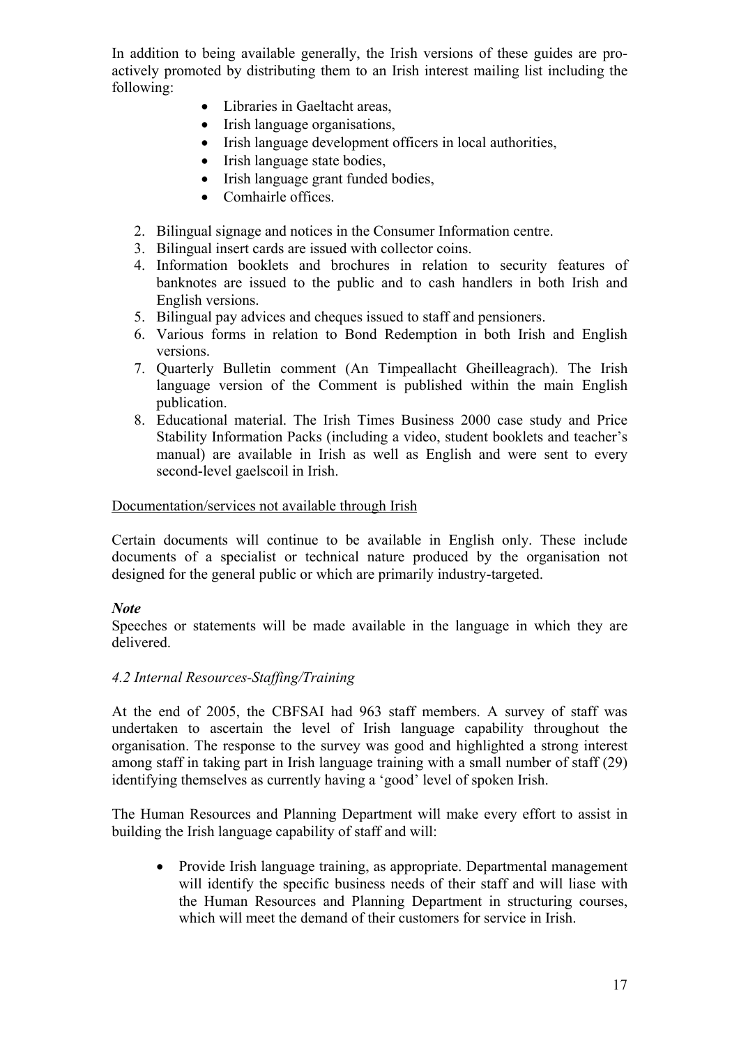In addition to being available generally, the Irish versions of these guides are pro-actively promoted by distributing them to an Irish interest mailing list including the following:

- Libraries in Gaeltacht areas,
- Irish language organisations,
- Irish language development officers in local authorities,
- Irish language state bodies,
- Irish language grant funded bodies,
- Comhairle offices.

2. Bilingual signage and notices in the Consumer Information centre.
3. Bilingual insert cards are issued with collector coins.
4. Information booklets and brochures in relation to security features of banknotes are issued to the public and to cash handlers in both Irish and English versions.
5. Bilingual pay advices and cheques issued to staff and pensioners.
6. Various forms in relation to Bond Redemption in both Irish and English versions.
7. Quarterly Bulletin comment (An Timpeallacht Gheilleagrach). The Irish language version of the Comment is published within the main English publication.
8. Educational material. The Irish Times Business 2000 case study and Price Stability Information Packs (including a video, student booklets and teacher's manual) are available in Irish as well as English and were sent to every second-level gaelscoil in Irish.

<u>Documentation/services not available through Irish</u>

Certain documents will continue to be available in English only. These include documents of a specialist or technical nature produced by the organisation not designed for the general public or which are primarily industry-targeted.

***Note***

Speeches or statements will be made available in the language in which they are delivered.

*4.2 Internal Resources-Staffing/Training*

At the end of 2005, the CBFSAI had 963 staff members. A survey of staff was undertaken to ascertain the level of Irish language capability throughout the organisation. The response to the survey was good and highlighted a strong interest among staff in taking part in Irish language training with a small number of staff (29) identifying themselves as currently having a 'good' level of spoken Irish.

The Human Resources and Planning Department will make every effort to assist in building the Irish language capability of staff and will:

- Provide Irish language training, as appropriate. Departmental management will identify the specific business needs of their staff and will liase with the Human Resources and Planning Department in structuring courses, which will meet the demand of their customers for service in Irish.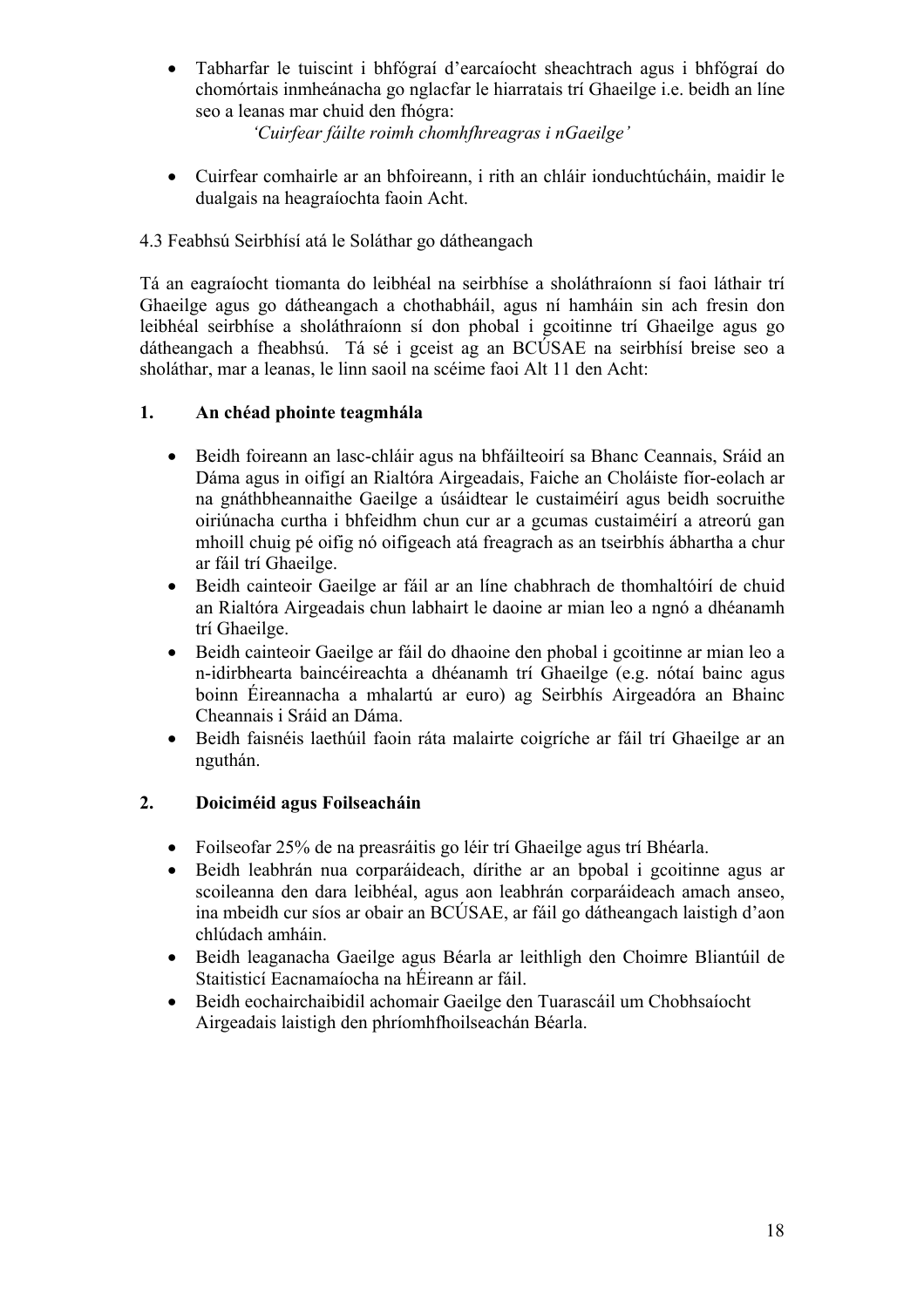- Tabharfar le tuiscint i bhfógraí d'earcaíocht sheachtrach agus i bhfógraí do chomórtais inmheánacha go nglacfar le hiarratais trí Ghaeilge i.e. beidh an líne seo a leanas mar chuid den fhógra:

  *'Cuirfear fáilte roimh chomhfhreagras i nGaeilge'*

- Cuirfear comhairle ar an bhfoireann, i rith an chláir ionduchtúcháin, maidir le dualgais na heagraíochta faoin Acht.

4.3 Feabhsú Seirbhísí atá le Soláthar go dátheangach

Tá an eagraíocht tiomanta do leibhéal na seirbhíse a sholáthraíonn sí faoi láthair trí Ghaeilge agus go dátheangach a chothabháil, agus ní hamháin sin ach fresin don leibhéal seirbhíse a sholáthraíonn sí don phobal i gcoitinne trí Ghaeilge agus go dátheangach a fheabhsú. Tá sé i gceist ag an BCÚSAE na seirbhísí breise seo a sholáthar, mar a leanas, le linn saoil na scéime faoi Alt 11 den Acht:

**1. An chéad phointe teagmhála**

- Beidh foireann an lasc-chláir agus na bhfáilteoirí sa Bhanc Ceannais, Sráid an Dáma agus in oifigí an Rialtóra Airgeadais, Faiche an Choláiste fíor-eolach ar na gnáthbheannaithe Gaeilge a úsáidtear le custaiméirí agus beidh socruithe oiriúnacha curtha i bhfeidhm chun cur ar a gcumas custaiméirí a atreorú gan mhoill chuig pé oifig nó oifigeach atá freagrach as an tseirbhís ábhartha a chur ar fáil trí Ghaeilge.
- Beidh cainteoir Gaeilge ar fáil ar an líne chabhrach de thomhaltóirí de chuid an Rialtóra Airgeadais chun labhairt le daoine ar mian leo a ngnó a dhéanamh trí Ghaeilge.
- Beidh cainteoir Gaeilge ar fáil do dhaoine den phobal i gcoitinne ar mian leo a n-idirbhearta baincéireachta a dhéanamh trí Ghaeilge (e.g. nótaí bainc agus boinn Éireannacha a mhalartú ar euro) ag Seirbhís Airgeadóra an Bhainc Cheannais i Sráid an Dáma.
- Beidh faisnéis laethúil faoin ráta malairte coigríche ar fáil trí Ghaeilge ar an nguthán.

**2. Doiciméid agus Foilseacháin**

- Foilseofar 25% de na preasráitis go léir trí Ghaeilge agus trí Bhéarla.
- Beidh leabhrán nua corparáideach, dírithe ar an bpobal i gcoitinne agus ar scoileanna den dara leibhéal, agus aon leabhrán corparáideach amach anseo, ina mbeidh cur síos ar obair an BCÚSAE, ar fáil go dátheangach laistigh d'aon chlúdach amháin.
- Beidh leaganacha Gaeilge agus Béarla ar leithligh den Choimre Bliantúil de Staitisticí Eacnamaíocha na hÉireann ar fáil.
- Beidh eochairchaibidil achomair Gaeilge den Tuarascáil um Chobhsaíocht Airgeadais laistigh den phríomhfhoilseachán Béarla.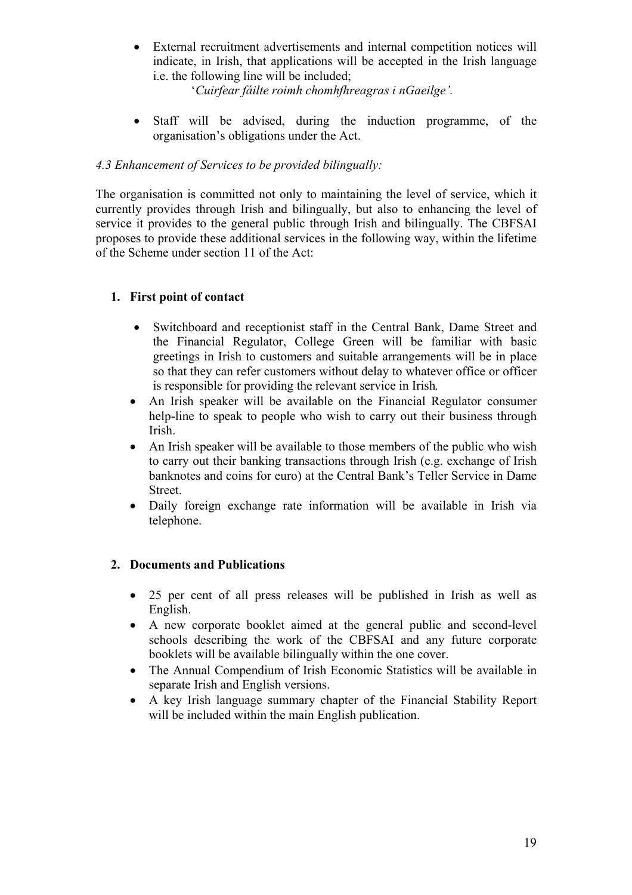- External recruitment advertisements and internal competition notices will indicate, in Irish, that applications will be accepted in the Irish language i.e. the following line will be included;

  '*Cuirfear fáilte roimh chomhfhreagras i nGaeilge'.*

- Staff will be advised, during the induction programme, of the organisation's obligations under the Act.

*4.3 Enhancement of Services to be provided bilingually:*

The organisation is committed not only to maintaining the level of service, which it currently provides through Irish and bilingually, but also to enhancing the level of service it provides to the general public through Irish and bilingually. The CBFSAI proposes to provide these additional services in the following way, within the lifetime of the Scheme under section 11 of the Act:

1. **First point of contact**

   - Switchboard and receptionist staff in the Central Bank, Dame Street and the Financial Regulator, College Green will be familiar with basic greetings in Irish to customers and suitable arrangements will be in place so that they can refer customers without delay to whatever office or officer is responsible for providing the relevant service in Irish.
   - An Irish speaker will be available on the Financial Regulator consumer help-line to speak to people who wish to carry out their business through Irish.
   - An Irish speaker will be available to those members of the public who wish to carry out their banking transactions through Irish (e.g. exchange of Irish banknotes and coins for euro) at the Central Bank's Teller Service in Dame Street.
   - Daily foreign exchange rate information will be available in Irish via telephone.

2. **Documents and Publications**

   - 25 per cent of all press releases will be published in Irish as well as English.
   - A new corporate booklet aimed at the general public and second-level schools describing the work of the CBFSAI and any future corporate booklets will be available bilingually within the one cover.
   - The Annual Compendium of Irish Economic Statistics will be available in separate Irish and English versions.
   - A key Irish language summary chapter of the Financial Stability Report will be included within the main English publication.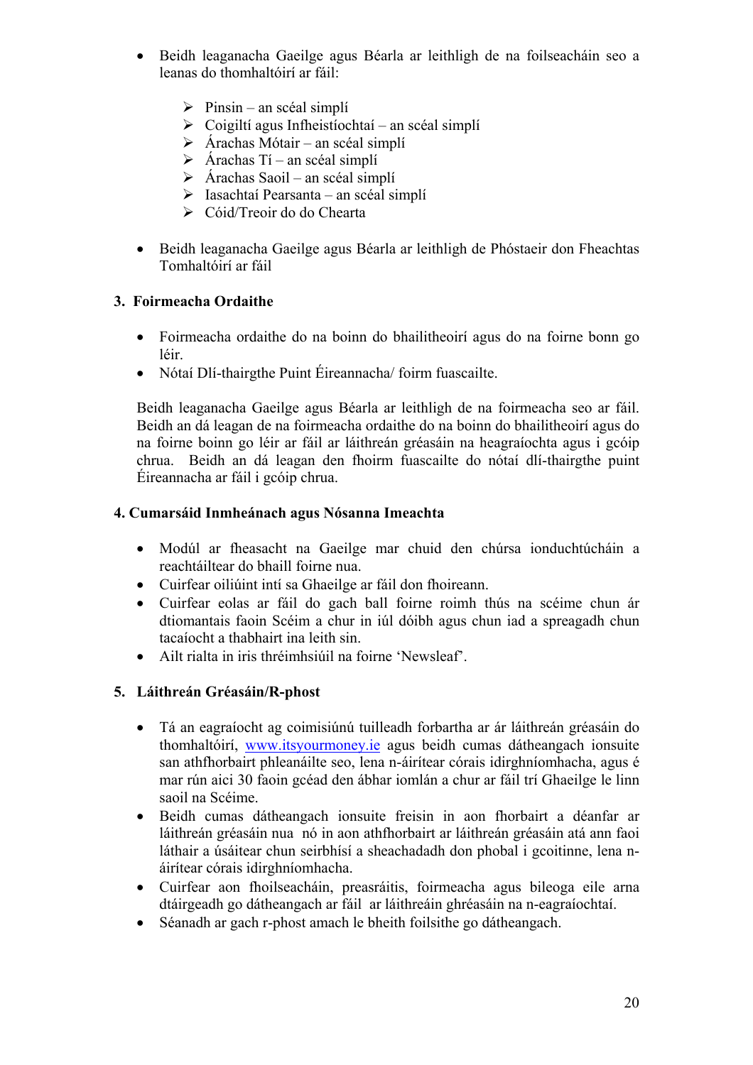- Beidh leaganacha Gaeilge agus Béarla ar leithligh de na foilseacháin seo a leanas do thomhaltóirí ar fáil:

  - Pinsin – an scéal simplí
  - Coigiltí agus Infheistíochtaí – an scéal simplí
  - Árachas Mótair – an scéal simplí
  - Árachas Tí – an scéal simplí
  - Árachas Saoil – an scéal simplí
  - Iasachtaí Pearsanta – an scéal simplí
  - Cóid/Treoir do do Chearta

- Beidh leaganacha Gaeilge agus Béarla ar leithligh de Phóstaeir don Fheachtas Tomhaltóirí ar fáil

### 3. Foirmeacha Ordaithe

- Foirmeacha ordaithe do na boinn do bhailitheoirí agus do na foirne bonn go léir.
- Nótaí Dlí-thairgthe Puint Éireannacha/ foirm fuascailte.

Beidh leaganacha Gaeilge agus Béarla ar leithligh de na foirmeacha seo ar fáil. Beidh an dá leagan de na foirmeacha ordaithe do na boinn do bhailitheoirí agus do na foirne boinn go léir ar fáil ar láithreán gréasáin na heagraíochta agus i gcóip chrua. Beidh an dá leagan den fhoirm fuascailte do nótaí dlí-thairgthe puint Éireannacha ar fáil i gcóip chrua.

### 4. Cumarsáid Inmheánach agus Nósanna Imeachta

- Modúl ar fheasacht na Gaeilge mar chuid den chúrsa ionduchtúcháin a reachtáiltear do bhaill foirne nua.
- Cuirfear oiliúint intí sa Ghaeilge ar fáil don fhoireann.
- Cuirfear eolas ar fáil do gach ball foirne roimh thús na scéime chun ár dtiomantais faoin Scéim a chur in iúl dóibh agus chun iad a spreagadh chun tacaíocht a thabhairt ina leith sin.
- Ailt rialta in iris thréimhsiúil na foirne 'Newsleaf'.

### 5. Láithreán Gréasáin/R-phost

- Tá an eagraíocht ag coimisiúnú tuilleadh forbartha ar ár láithreán gréasáin do thomhaltóirí, www.itsyourmoney.ie agus beidh cumas dátheangach ionsuite san athfhorbairt phleanáilte seo, lena n-áirítear córais idirghníomhacha, agus é mar rún aici 30 faoin gcéad den ábhar iomlán a chur ar fáil trí Ghaeilge le linn saoil na Scéime.
- Beidh cumas dátheangach ionsuite freisin in aon fhorbairt a déanfar ar láithreán gréasáin nua nó in aon athfhorbairt ar láithreán gréasáin atá ann faoi láthair a úsáitear chun seirbhísí a sheachadadh don phobal i gcoitinne, lena n-áirítear córais idirghníomhacha.
- Cuirfear aon fhoilseacháin, preasráitis, foirmeacha agus bileoga eile arna dtáirgeadh go dátheangach ar fáil ar láithreáin ghréasáin na n-eagraíochtaí.
- Séanadh ar gach r-phost amach le bheith foilsithe go dátheangach.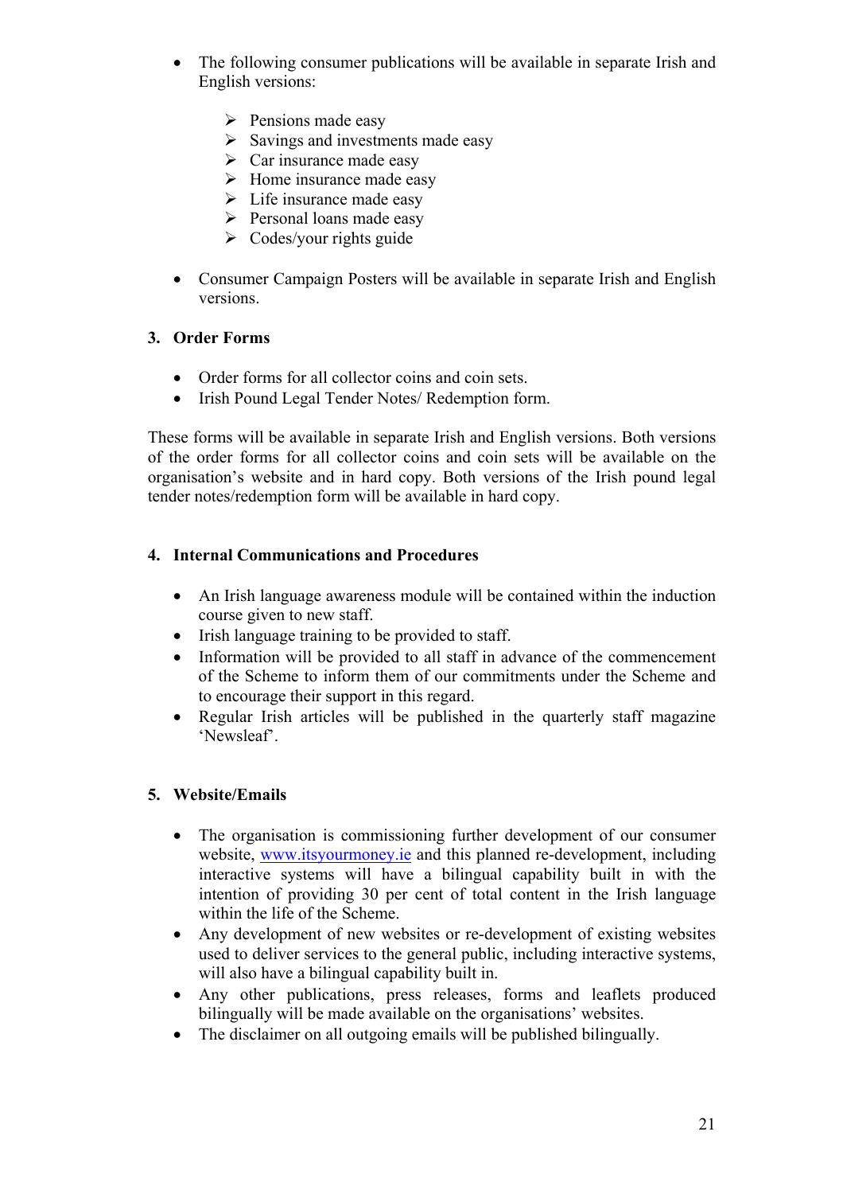- The following consumer publications will be available in separate Irish and English versions:

  - Pensions made easy
  - Savings and investments made easy
  - Car insurance made easy
  - Home insurance made easy
  - Life insurance made easy
  - Personal loans made easy
  - Codes/your rights guide

- Consumer Campaign Posters will be available in separate Irish and English versions.

### 3. Order Forms

- Order forms for all collector coins and coin sets.
- Irish Pound Legal Tender Notes/ Redemption form.

These forms will be available in separate Irish and English versions. Both versions of the order forms for all collector coins and coin sets will be available on the organisation's website and in hard copy. Both versions of the Irish pound legal tender notes/redemption form will be available in hard copy.

### 4. Internal Communications and Procedures

- An Irish language awareness module will be contained within the induction course given to new staff.
- Irish language training to be provided to staff.
- Information will be provided to all staff in advance of the commencement of the Scheme to inform them of our commitments under the Scheme and to encourage their support in this regard.
- Regular Irish articles will be published in the quarterly staff magazine 'Newsleaf'.

### 5. Website/Emails

- The organisation is commissioning further development of our consumer website, [www.itsyourmoney.ie](http://www.itsyourmoney.ie) and this planned re-development, including interactive systems will have a bilingual capability built in with the intention of providing 30 per cent of total content in the Irish language within the life of the Scheme.
- Any development of new websites or re-development of existing websites used to deliver services to the general public, including interactive systems, will also have a bilingual capability built in.
- Any other publications, press releases, forms and leaflets produced bilingually will be made available on the organisations' websites.
- The disclaimer on all outgoing emails will be published bilingually.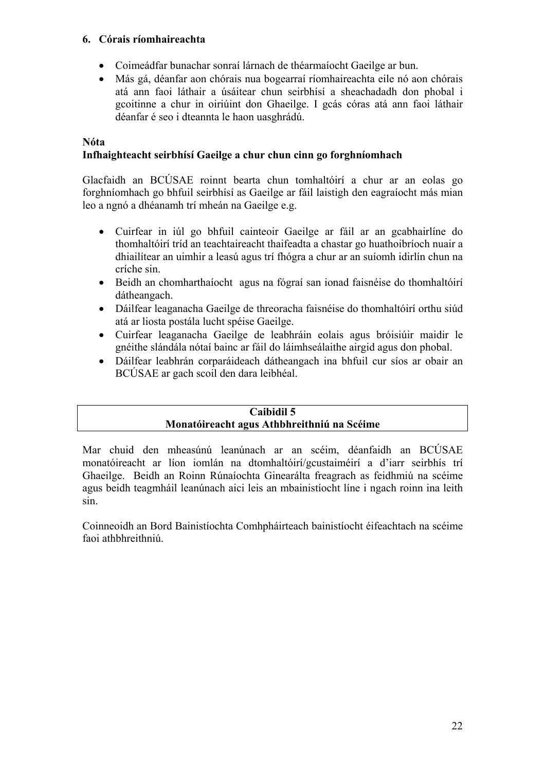### 6. Córais ríomhaireachta

- Coimeádfar bunachar sonraí lárnach de théarmaíocht Gaeilge ar bun.
- Más gá, déanfar aon chórais nua bogearraí ríomhaireachta eile nó aon chórais atá ann faoi láthair a úsáitear chun seirbhísí a sheachadadh don phobal i gcoitinne a chur in oiriúint don Ghaeilge. I gcás córas atá ann faoi láthair déanfar é seo i dteannta le haon uasghrádú.

**Nóta**

**Infhaighteacht seirbhísí Gaeilge a chur chun cinn go forghníomhach**

Glacfaidh an BCÚSAE roinnt bearta chun tomhaltóirí a chur ar an eolas go forghníomhach go bhfuil seirbhísí as Gaeilge ar fáil laistigh den eagraíocht más mian leo a ngnó a dhéanamh trí mheán na Gaeilge e.g.

- Cuirfear in iúl go bhfuil cainteoir Gaeilge ar fáil ar an gcabhairlíne do thomhaltóirí tríd an teachtaireacht thaifeadta a chastar go huathoibríoch nuair a dhiailítear an uimhir a leasú agus trí fhógra a chur ar an suíomh idirlín chun na críche sin.
- Beidh an chomharthaíocht agus na fógraí san ionad faisnéise do thomhaltóirí dátheangach.
- Dáilfear leaganacha Gaeilge de threoracha faisnéise do thomhaltóirí orthu siúd atá ar liosta postála lucht spéise Gaeilge.
- Cuirfear leaganacha Gaeilge de leabhráin eolais agus bróisiúir maidir le gnéithe slándála nótaí bainc ar fáil do láimhseálaithe airgid agus don phobal.
- Dáilfear leabhrán corparáideach dátheangach ina bhfuil cur síos ar obair an BCÚSAE ar gach scoil den dara leibhéal.

## Caibidil 5
## Monatóireacht agus Athbhreithniú na Scéime

Mar chuid den mheasúnú leanúnach ar an scéim, déanfaidh an BCÚSAE monatóireacht ar líon iomlán na dtomhaltóirí/gcustaiméirí a d'iarr seirbhís trí Ghaeilge. Beidh an Roinn Rúnaíochta Ginearálta freagrach as feidhmiú na scéime agus beidh teagmháil leanúnach aici leis an mbainistíocht líne i ngach roinn ina leith sin.

Coinneoidh an Bord Bainistíochta Comhpháirteach bainistíocht éifeachtach na scéime faoi athbhreithniú.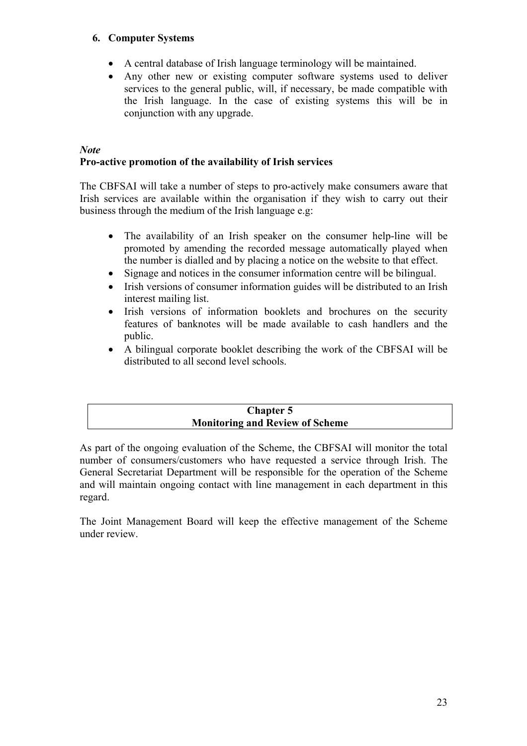### 6. Computer Systems

- A central database of Irish language terminology will be maintained.
- Any other new or existing computer software systems used to deliver services to the general public, will, if necessary, be made compatible with the Irish language. In the case of existing systems this will be in conjunction with any upgrade.

***Note***
**Pro-active promotion of the availability of Irish services**

The CBFSAI will take a number of steps to pro-actively make consumers aware that Irish services are available within the organisation if they wish to carry out their business through the medium of the Irish language e.g:

- The availability of an Irish speaker on the consumer help-line will be promoted by amending the recorded message automatically played when the number is dialled and by placing a notice on the website to that effect.
- Signage and notices in the consumer information centre will be bilingual.
- Irish versions of consumer information guides will be distributed to an Irish interest mailing list.
- Irish versions of information booklets and brochures on the security features of banknotes will be made available to cash handlers and the public.
- A bilingual corporate booklet describing the work of the CBFSAI will be distributed to all second level schools.

## Chapter 5
## Monitoring and Review of Scheme

As part of the ongoing evaluation of the Scheme, the CBFSAI will monitor the total number of consumers/customers who have requested a service through Irish. The General Secretariat Department will be responsible for the operation of the Scheme and will maintain ongoing contact with line management in each department in this regard.

The Joint Management Board will keep the effective management of the Scheme under review.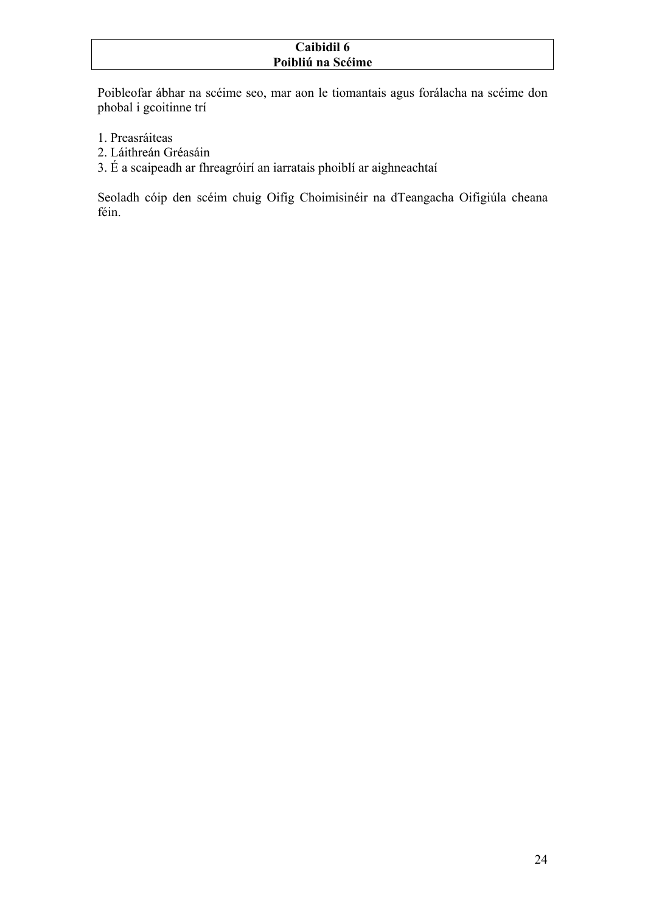## Caibidil 6
## Poibliú na Scéime

Poibleofar ábhar na scéime seo, mar aon le tiomantais agus forálacha na scéime don phobal i gcoitinne trí

1. Preasráiteas
2. Láithreán Gréasáin
3. É a scaipeadh ar fhreagróirí an iarratais phoiblí ar aighneachtaí

Seoladh cóip den scéim chuig Oifig Choimisinéir na dTeangacha Oifigiúla cheana féin.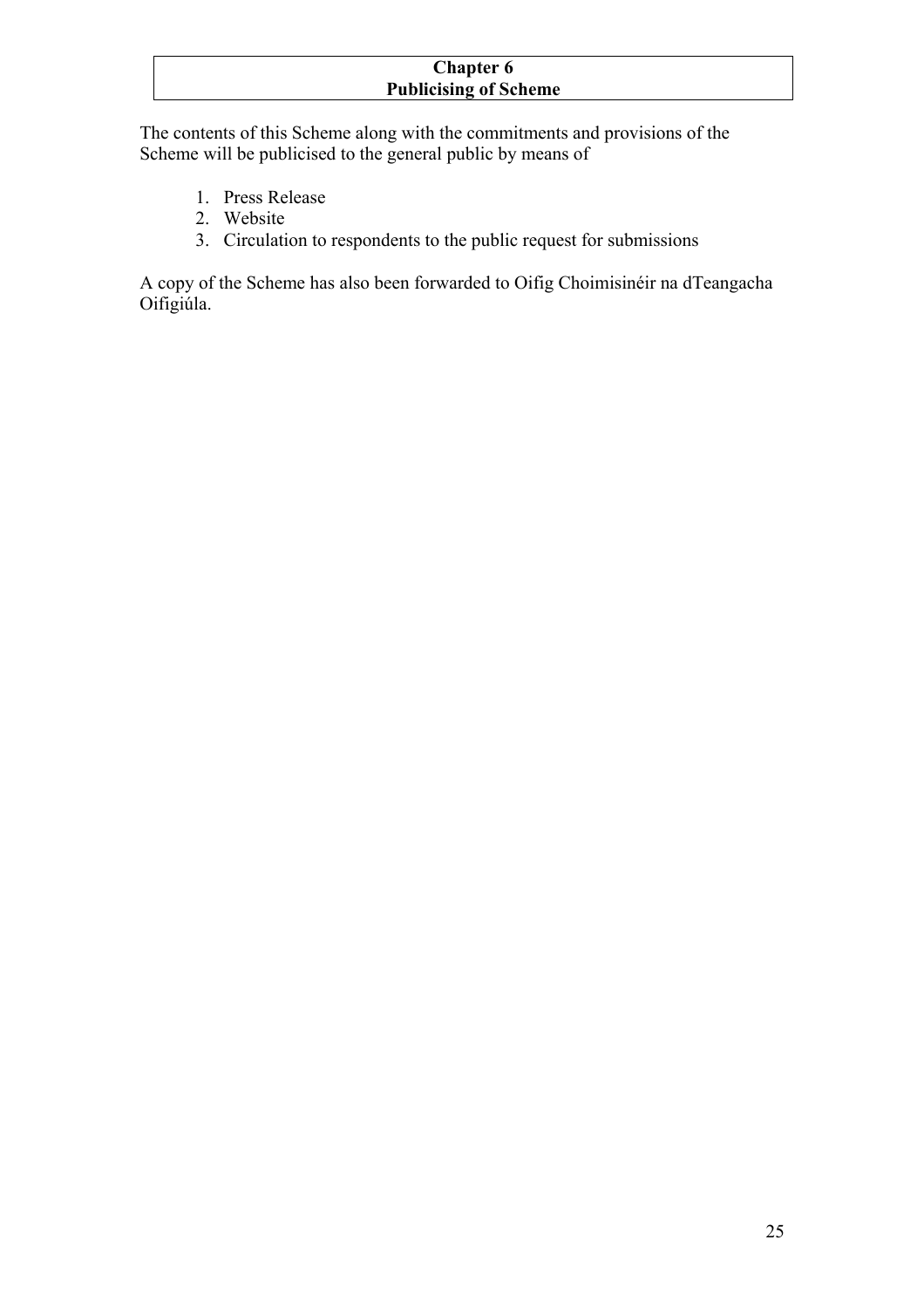## Chapter 6
## Publicising of Scheme

The contents of this Scheme along with the commitments and provisions of the Scheme will be publicised to the general public by means of

1. Press Release
2. Website
3. Circulation to respondents to the public request for submissions

A copy of the Scheme has also been forwarded to Oifig Choimisinéir na dTeangacha Oifigiúla.